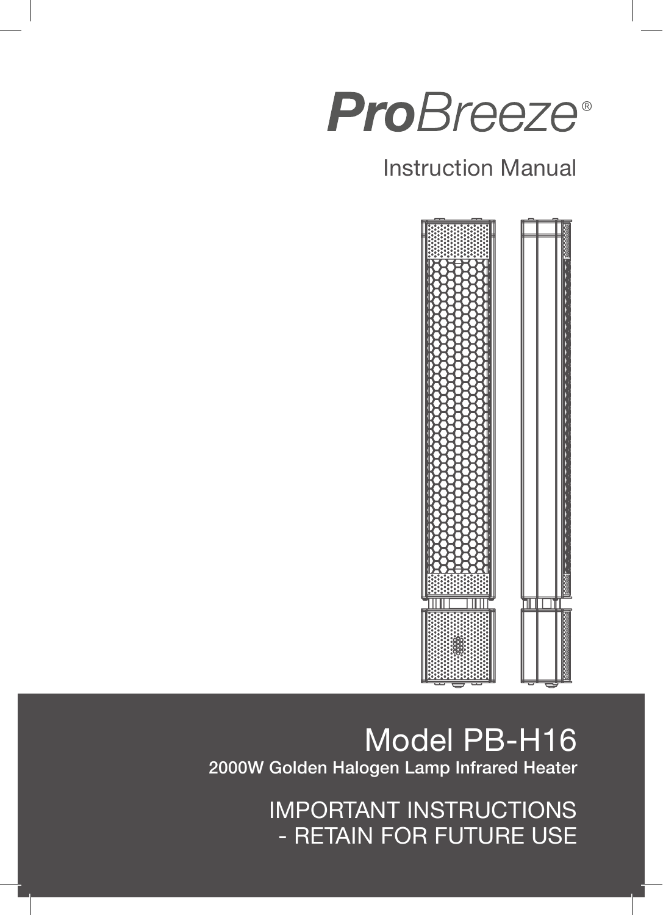# ProBreeze®

Instruction Manual

## Model PB-H16

**2000W Golden Halogen Lamp Infrared Heater**

IMPORTANT INSTRUCTIONS
- RETAIN FOR FUTURE USE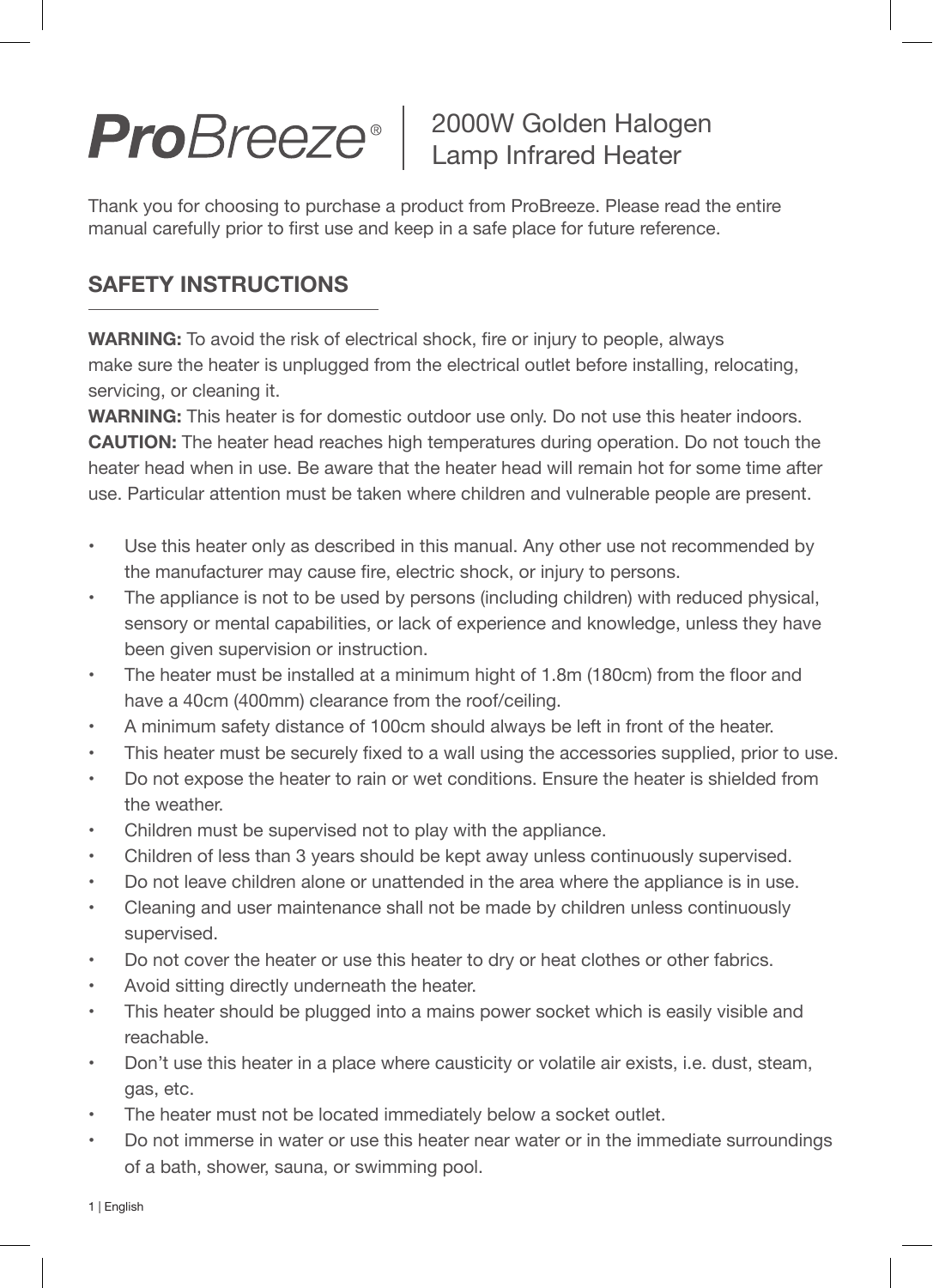# ProBreeze® | 2000W Golden Halogen Lamp Infrared Heater

Thank you for choosing to purchase a product from ProBreeze. Please read the entire manual carefully prior to first use and keep in a safe place for future reference.

## SAFETY INSTRUCTIONS

**WARNING:** To avoid the risk of electrical shock, fire or injury to people, always make sure the heater is unplugged from the electrical outlet before installing, relocating, servicing, or cleaning it.

**WARNING:** This heater is for domestic outdoor use only. Do not use this heater indoors.

**CAUTION:** The heater head reaches high temperatures during operation. Do not touch the heater head when in use. Be aware that the heater head will remain hot for some time after use. Particular attention must be taken where children and vulnerable people are present.

- Use this heater only as described in this manual. Any other use not recommended by the manufacturer may cause fire, electric shock, or injury to persons.
- The appliance is not to be used by persons (including children) with reduced physical, sensory or mental capabilities, or lack of experience and knowledge, unless they have been given supervision or instruction.
- The heater must be installed at a minimum hight of 1.8m (180cm) from the floor and have a 40cm (400mm) clearance from the roof/ceiling.
- A minimum safety distance of 100cm should always be left in front of the heater.
- This heater must be securely fixed to a wall using the accessories supplied, prior to use.
- Do not expose the heater to rain or wet conditions. Ensure the heater is shielded from the weather.
- Children must be supervised not to play with the appliance.
- Children of less than 3 years should be kept away unless continuously supervised.
- Do not leave children alone or unattended in the area where the appliance is in use.
- Cleaning and user maintenance shall not be made by children unless continuously supervised.
- Do not cover the heater or use this heater to dry or heat clothes or other fabrics.
- Avoid sitting directly underneath the heater.
- This heater should be plugged into a mains power socket which is easily visible and reachable.
- Don't use this heater in a place where causticity or volatile air exists, i.e. dust, steam, gas, etc.
- The heater must not be located immediately below a socket outlet.
- Do not immerse in water or use this heater near water or in the immediate surroundings of a bath, shower, sauna, or swimming pool.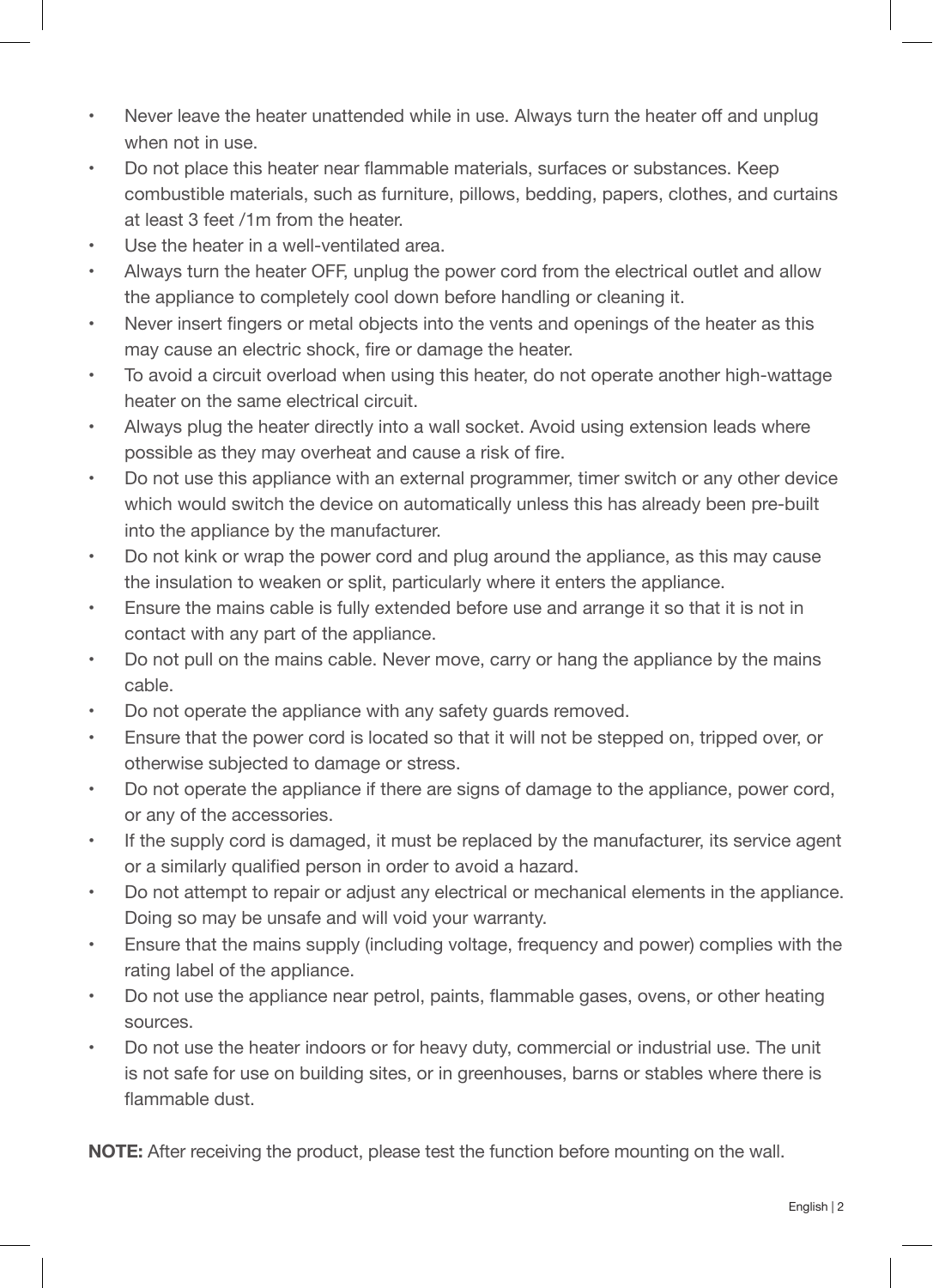- Never leave the heater unattended while in use. Always turn the heater off and unplug when not in use.
- Do not place this heater near flammable materials, surfaces or substances. Keep combustible materials, such as furniture, pillows, bedding, papers, clothes, and curtains at least 3 feet /1m from the heater.
- Use the heater in a well-ventilated area.
- Always turn the heater OFF, unplug the power cord from the electrical outlet and allow the appliance to completely cool down before handling or cleaning it.
- Never insert fingers or metal objects into the vents and openings of the heater as this may cause an electric shock, fire or damage the heater.
- To avoid a circuit overload when using this heater, do not operate another high-wattage heater on the same electrical circuit.
- Always plug the heater directly into a wall socket. Avoid using extension leads where possible as they may overheat and cause a risk of fire.
- Do not use this appliance with an external programmer, timer switch or any other device which would switch the device on automatically unless this has already been pre-built into the appliance by the manufacturer.
- Do not kink or wrap the power cord and plug around the appliance, as this may cause the insulation to weaken or split, particularly where it enters the appliance.
- Ensure the mains cable is fully extended before use and arrange it so that it is not in contact with any part of the appliance.
- Do not pull on the mains cable. Never move, carry or hang the appliance by the mains cable.
- Do not operate the appliance with any safety guards removed.
- Ensure that the power cord is located so that it will not be stepped on, tripped over, or otherwise subjected to damage or stress.
- Do not operate the appliance if there are signs of damage to the appliance, power cord, or any of the accessories.
- If the supply cord is damaged, it must be replaced by the manufacturer, its service agent or a similarly qualified person in order to avoid a hazard.
- Do not attempt to repair or adjust any electrical or mechanical elements in the appliance. Doing so may be unsafe and will void your warranty.
- Ensure that the mains supply (including voltage, frequency and power) complies with the rating label of the appliance.
- Do not use the appliance near petrol, paints, flammable gases, ovens, or other heating sources.
- Do not use the heater indoors or for heavy duty, commercial or industrial use. The unit is not safe for use on building sites, or in greenhouses, barns or stables where there is flammable dust.

**NOTE:** After receiving the product, please test the function before mounting on the wall.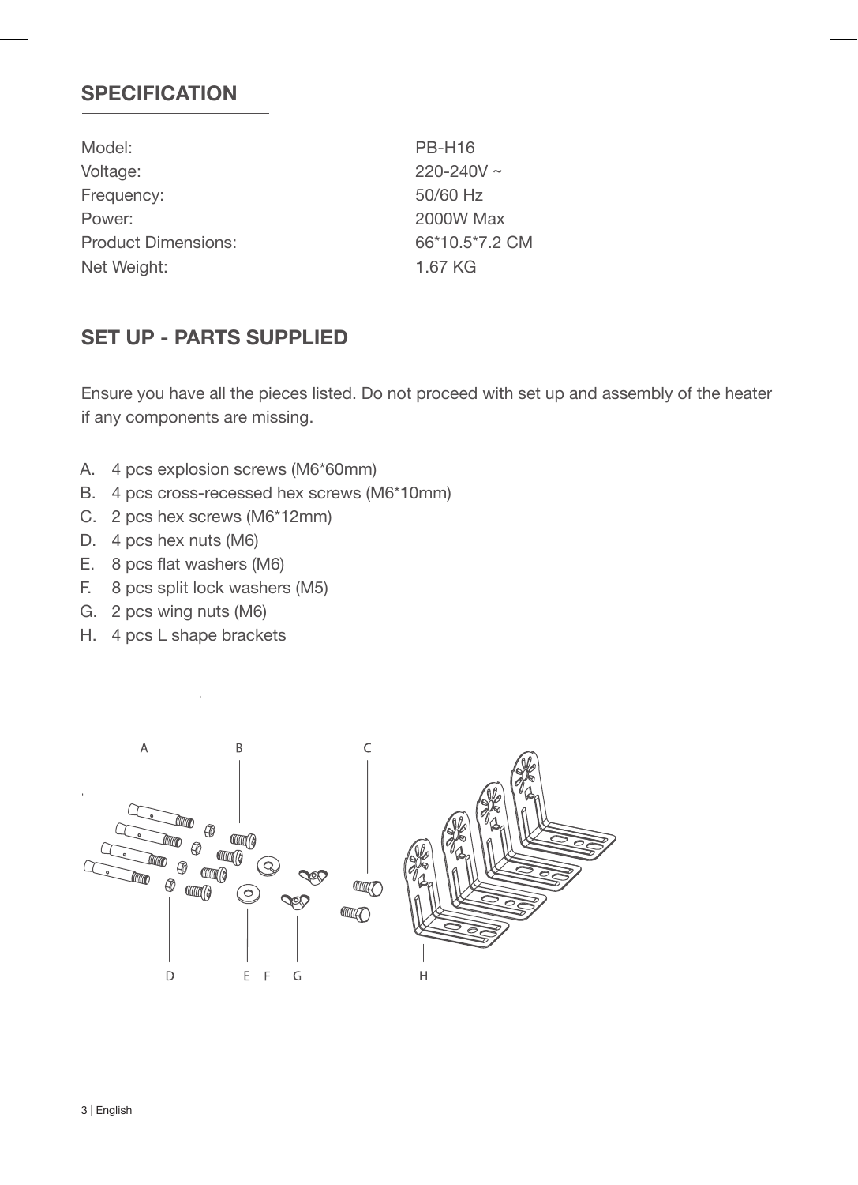## SPECIFICATION

| | |
|---|---|
| Model: | PB-H16 |
| Voltage: | 220-240V ~ |
| Frequency: | 50/60 Hz |
| Power: | 2000W Max |
| Product Dimensions: | 66*10.5*7.2 CM |
| Net Weight: | 1.67 KG |

## SET UP - PARTS SUPPLIED

Ensure you have all the pieces listed. Do not proceed with set up and assembly of the heater if any components are missing.

A. 4 pcs explosion screws (M6*60mm)
B. 4 pcs cross-recessed hex screws (M6*10mm)
C. 2 pcs hex screws (M6*12mm)
D. 4 pcs hex nuts (M6)
E. 8 pcs flat washers (M6)
F. 8 pcs split lock washers (M5)
G. 2 pcs wing nuts (M6)
H. 4 pcs L shape brackets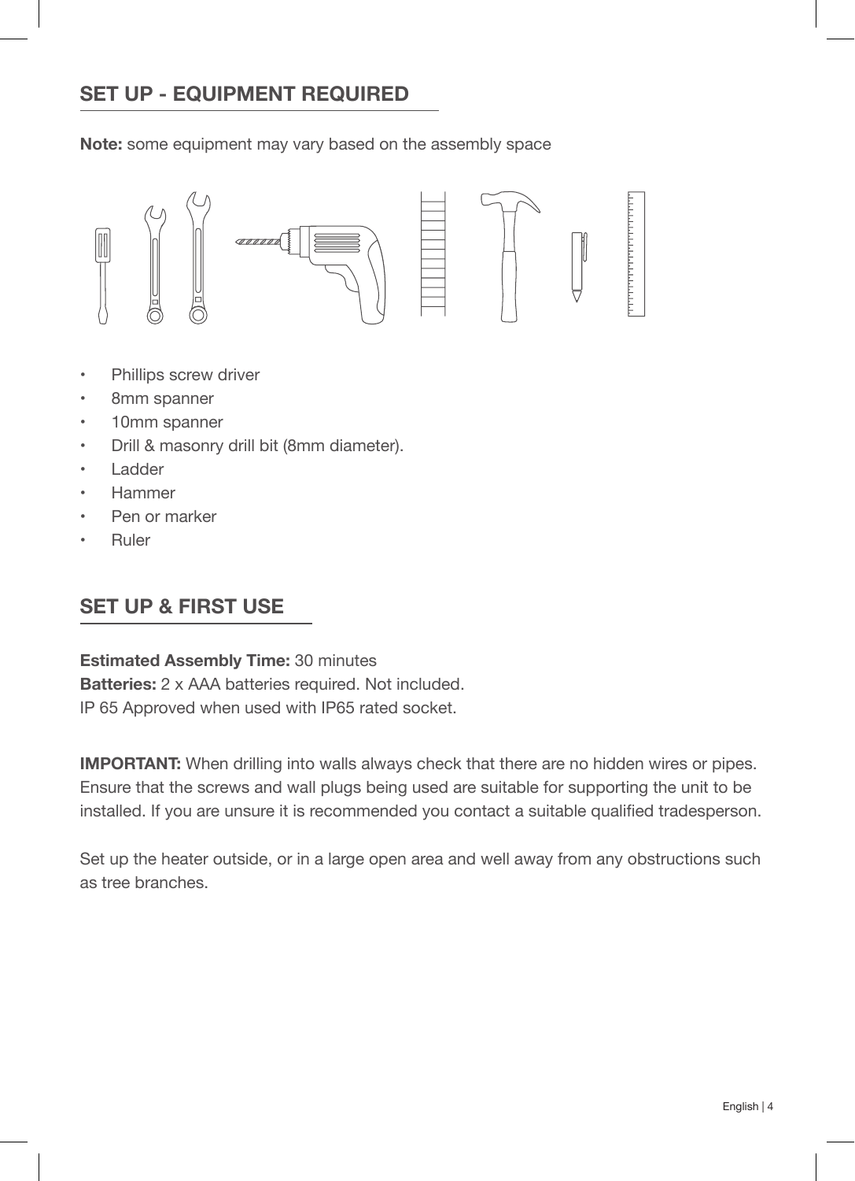## SET UP - EQUIPMENT REQUIRED

**Note:** some equipment may vary based on the assembly space

- Phillips screw driver
- 8mm spanner
- 10mm spanner
- Drill & masonry drill bit (8mm diameter).
- Ladder
- Hammer
- Pen or marker
- Ruler

## SET UP & FIRST USE

**Estimated Assembly Time:** 30 minutes
**Batteries:** 2 x AAA batteries required. Not included.
IP 65 Approved when used with IP65 rated socket.

**IMPORTANT:** When drilling into walls always check that there are no hidden wires or pipes. Ensure that the screws and wall plugs being used are suitable for supporting the unit to be installed. If you are unsure it is recommended you contact a suitable qualified tradesperson.

Set up the heater outside, or in a large open area and well away from any obstructions such as tree branches.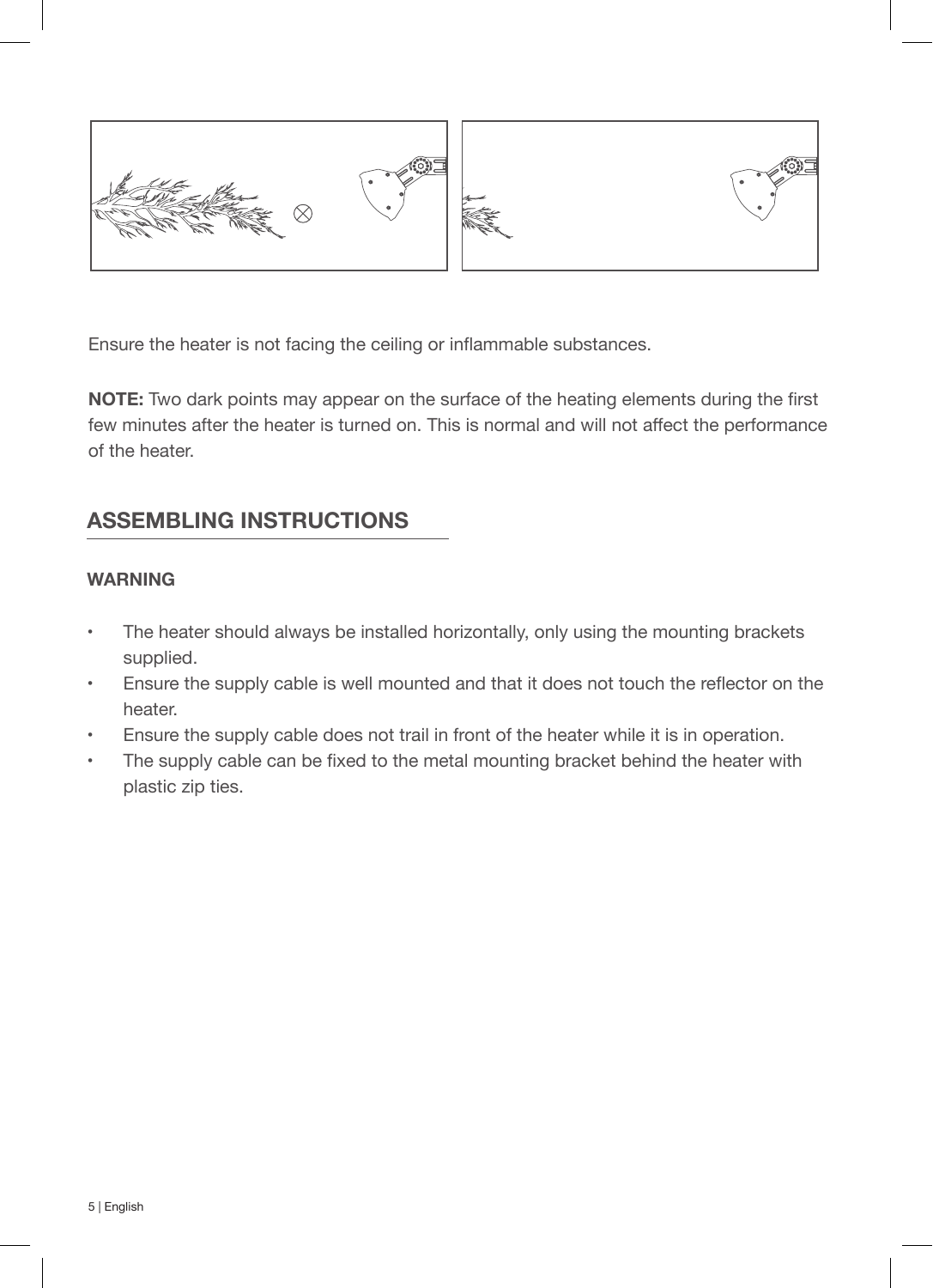Ensure the heater is not facing the ceiling or inflammable substances.

**NOTE:** Two dark points may appear on the surface of the heating elements during the first few minutes after the heater is turned on. This is normal and will not affect the performance of the heater.

## ASSEMBLING INSTRUCTIONS

### WARNING

- The heater should always be installed horizontally, only using the mounting brackets supplied.
- Ensure the supply cable is well mounted and that it does not touch the reflector on the heater.
- Ensure the supply cable does not trail in front of the heater while it is in operation.
- The supply cable can be fixed to the metal mounting bracket behind the heater with plastic zip ties.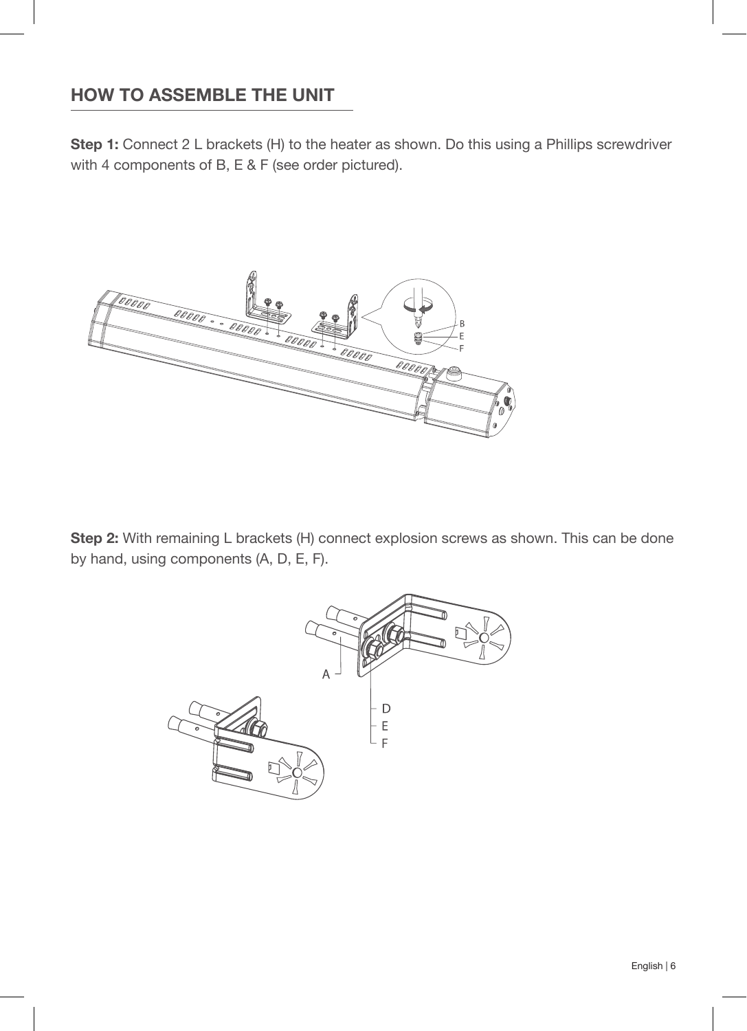## HOW TO ASSEMBLE THE UNIT

**Step 1:** Connect 2 L brackets (H) to the heater as shown. Do this using a Phillips screwdriver with 4 components of B, E & F (see order pictured).

**Step 2:** With remaining L brackets (H) connect explosion screws as shown. This can be done by hand, using components (A, D, E, F).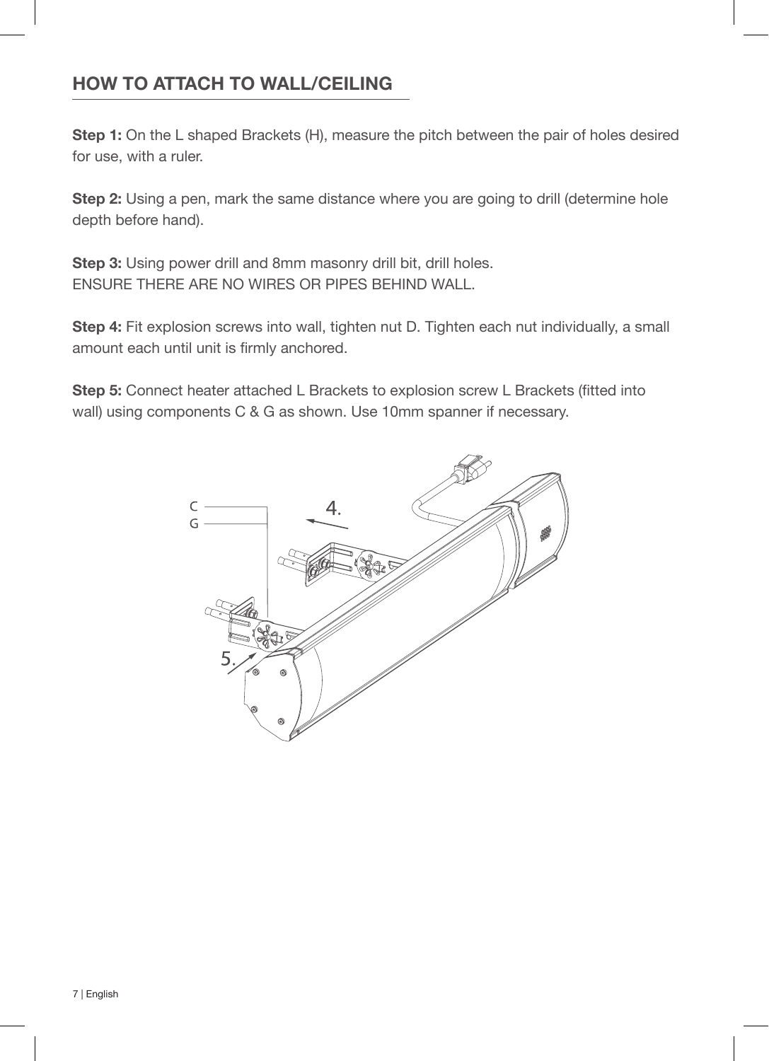## HOW TO ATTACH TO WALL/CEILING

**Step 1:** On the L shaped Brackets (H), measure the pitch between the pair of holes desired for use, with a ruler.

**Step 2:** Using a pen, mark the same distance where you are going to drill (determine hole depth before hand).

**Step 3:** Using power drill and 8mm masonry drill bit, drill holes.
ENSURE THERE ARE NO WIRES OR PIPES BEHIND WALL.

**Step 4:** Fit explosion screws into wall, tighten nut D. Tighten each nut individually, a small amount each until unit is firmly anchored.

**Step 5:** Connect heater attached L Brackets to explosion screw L Brackets (fitted into wall) using components C & G as shown. Use 10mm spanner if necessary.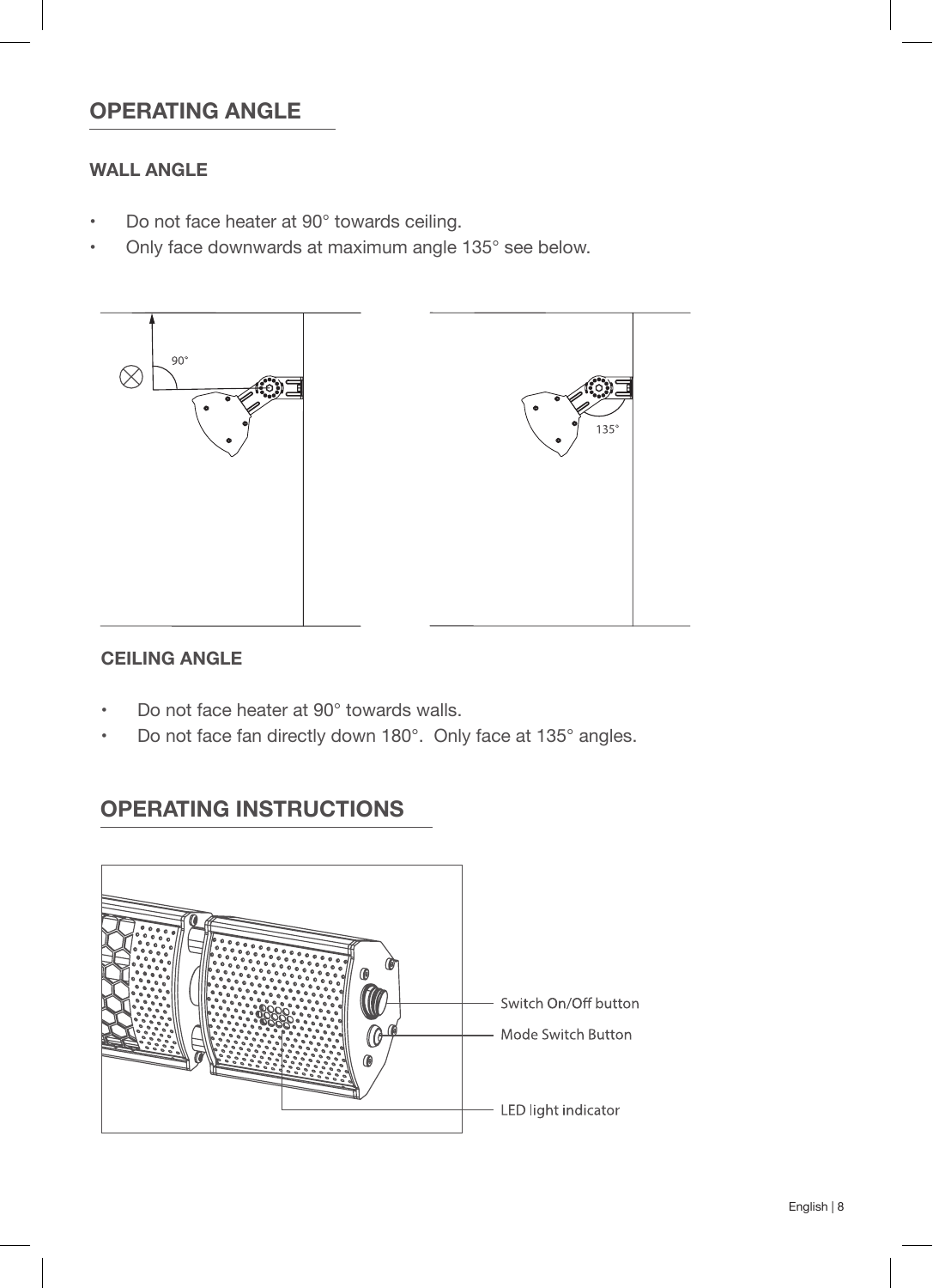## OPERATING ANGLE

### WALL ANGLE

- Do not face heater at 90° towards ceiling.
- Only face downwards at maximum angle 135° see below.

### CEILING ANGLE

- Do not face heater at 90° towards walls.
- Do not face fan directly down 180°. Only face at 135° angles.

## OPERATING INSTRUCTIONS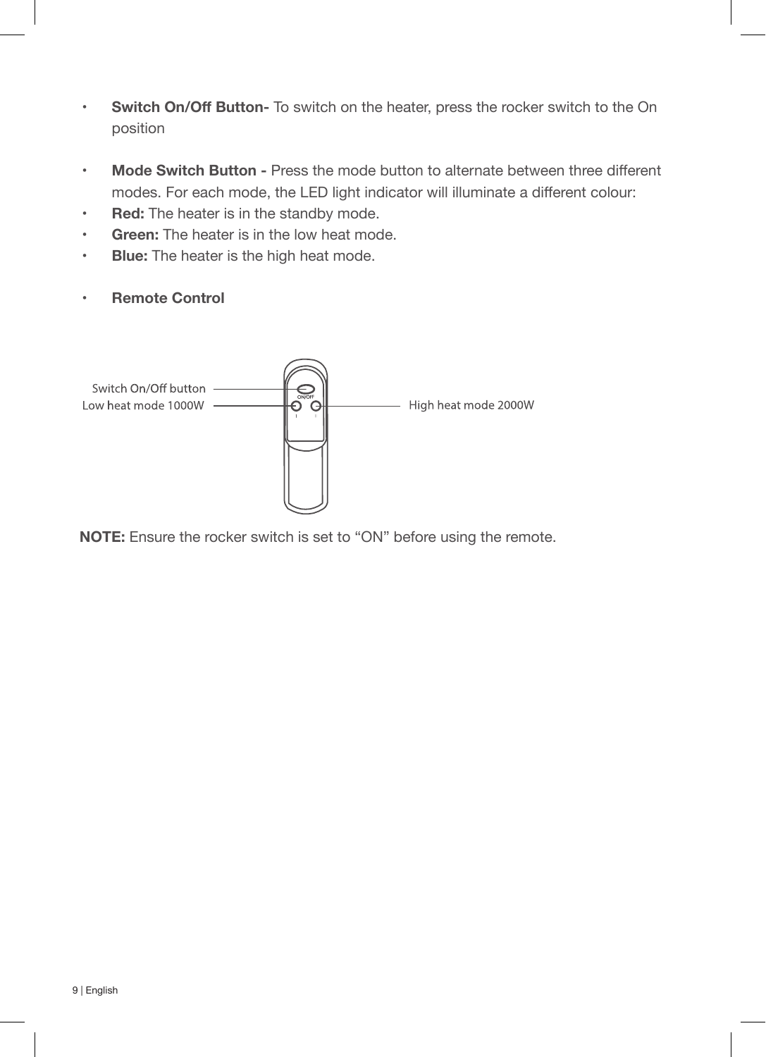- **Switch On/Off Button-** To switch on the heater, press the rocker switch to the On position

- **Mode Switch Button -** Press the mode button to alternate between three different modes. For each mode, the LED light indicator will illuminate a different colour:
- **Red:** The heater is in the standby mode.
- **Green:** The heater is in the low heat mode.
- **Blue:** The heater is the high heat mode.

- **Remote Control**

Switch On/Off button

Low heat mode 1000W

High heat mode 2000W

**NOTE:** Ensure the rocker switch is set to "ON" before using the remote.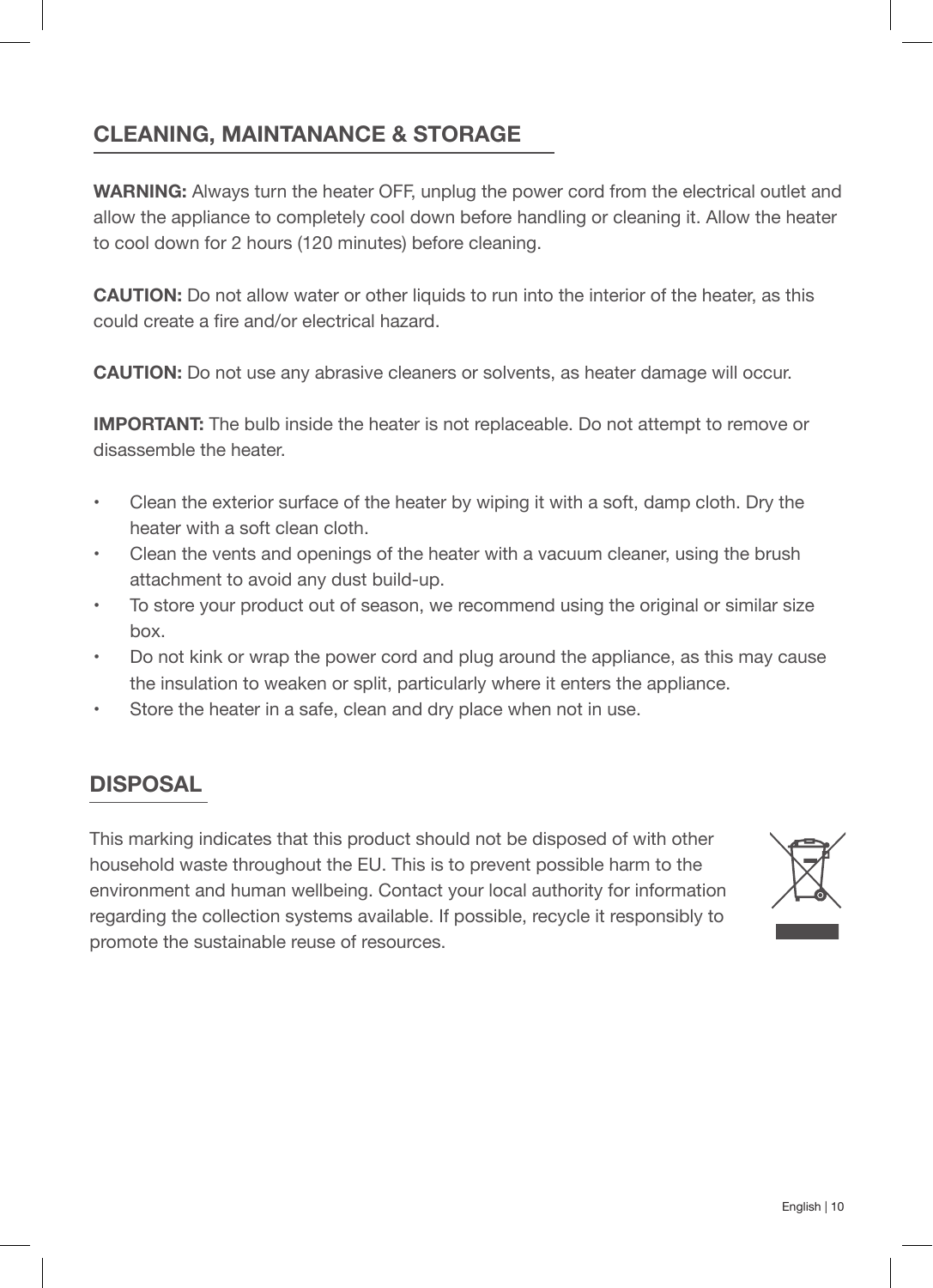## CLEANING, MAINTANANCE & STORAGE

**WARNING:** Always turn the heater OFF, unplug the power cord from the electrical outlet and allow the appliance to completely cool down before handling or cleaning it. Allow the heater to cool down for 2 hours (120 minutes) before cleaning.

**CAUTION:** Do not allow water or other liquids to run into the interior of the heater, as this could create a fire and/or electrical hazard.

**CAUTION:** Do not use any abrasive cleaners or solvents, as heater damage will occur.

**IMPORTANT:** The bulb inside the heater is not replaceable. Do not attempt to remove or disassemble the heater.

- Clean the exterior surface of the heater by wiping it with a soft, damp cloth. Dry the heater with a soft clean cloth.
- Clean the vents and openings of the heater with a vacuum cleaner, using the brush attachment to avoid any dust build-up.
- To store your product out of season, we recommend using the original or similar size box.
- Do not kink or wrap the power cord and plug around the appliance, as this may cause the insulation to weaken or split, particularly where it enters the appliance.
- Store the heater in a safe, clean and dry place when not in use.

## DISPOSAL

This marking indicates that this product should not be disposed of with other household waste throughout the EU. This is to prevent possible harm to the environment and human wellbeing. Contact your local authority for information regarding the collection systems available. If possible, recycle it responsibly to promote the sustainable reuse of resources.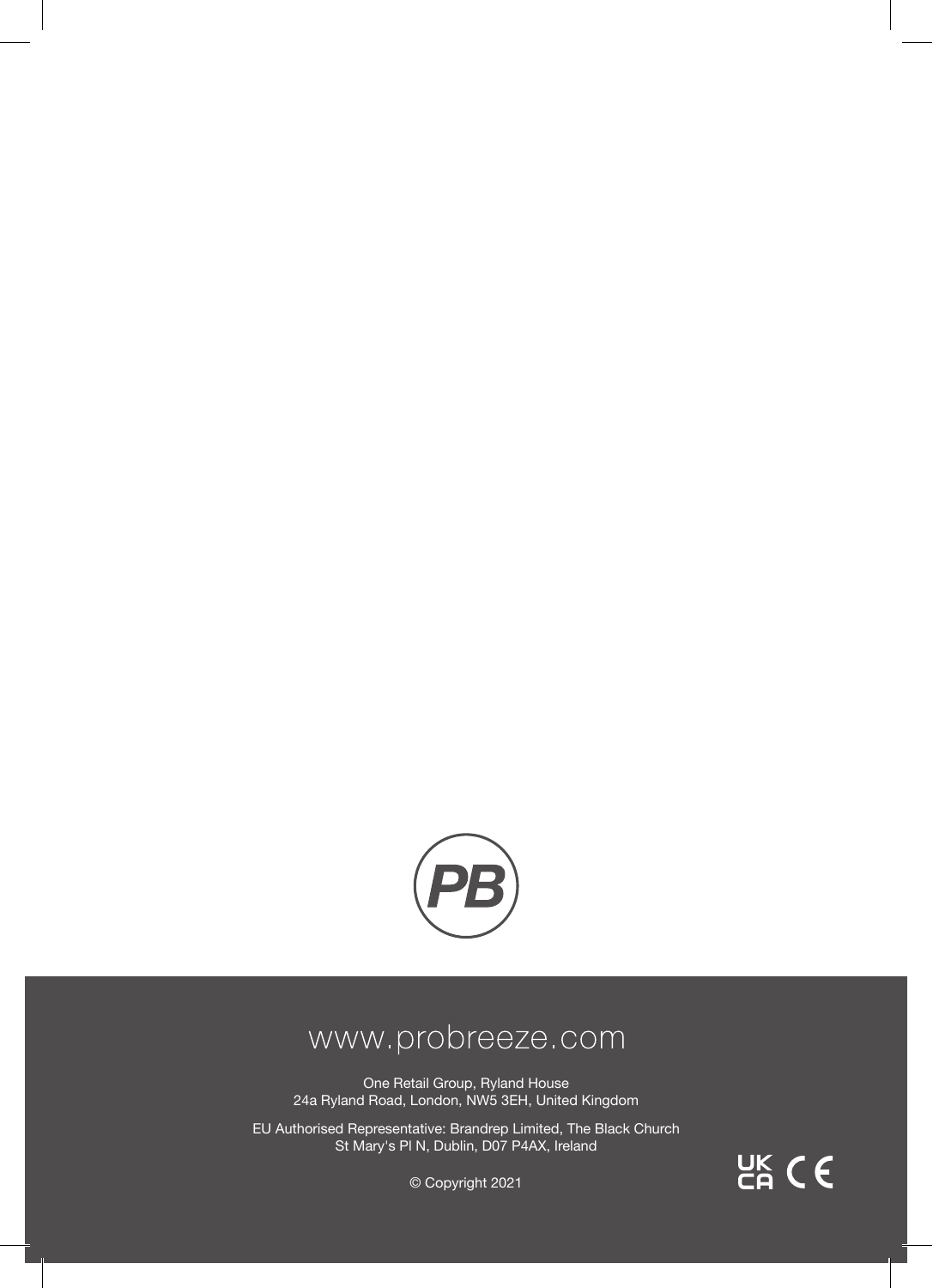PB

www.probreeze.com

One Retail Group, Ryland House
24a Ryland Road, London, NW5 3EH, United Kingdom

EU Authorised Representative: Brandrep Limited, The Black Church
St Mary's Pl N, Dublin, D07 P4AX, Ireland

© Copyright 2021

UK CA CE